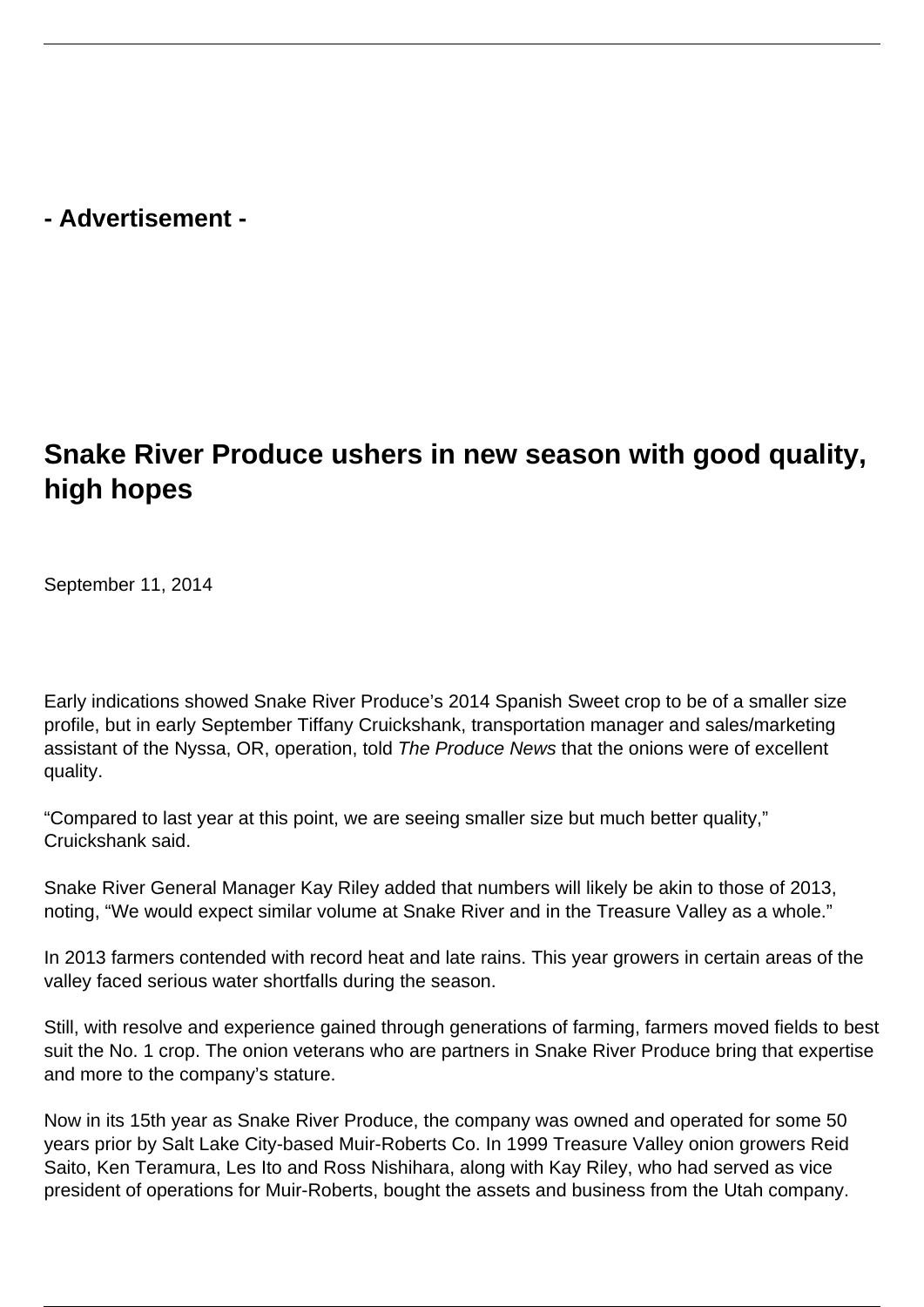- Advertisement -

# Snake River Produce ushers in new season with good quality, high hopes

September 11, 2014

Early indications showed Snake River Produce's 2014 Spanish Sweet crop to be of a smaller size profile, but in early September Tiffany Cruickshank, transportation manager and sales/marketing assistant of the Nyssa, OR, operation, told *The Produce News* that the onions were of excellent quality.

"Compared to last year at this point, we are seeing smaller size but much better quality," Cruickshank said.

Snake River General Manager Kay Riley added that numbers will likely be akin to those of 2013, noting, "We would expect similar volume at Snake River and in the Treasure Valley as a whole."

In 2013 farmers contended with record heat and late rains. This year growers in certain areas of the valley faced serious water shortfalls during the season.

Still, with resolve and experience gained through generations of farming, farmers moved fields to best suit the No. 1 crop. The onion veterans who are partners in Snake River Produce bring that expertise and more to the company's stature.

Now in its 15th year as Snake River Produce, the company was owned and operated for some 50 years prior by Salt Lake City-based Muir-Roberts Co. In 1999 Treasure Valley onion growers Reid Saito, Ken Teramura, Les Ito and Ross Nishihara, along with Kay Riley, who had served as vice president of operations for Muir-Roberts, bought the assets and business from the Utah company.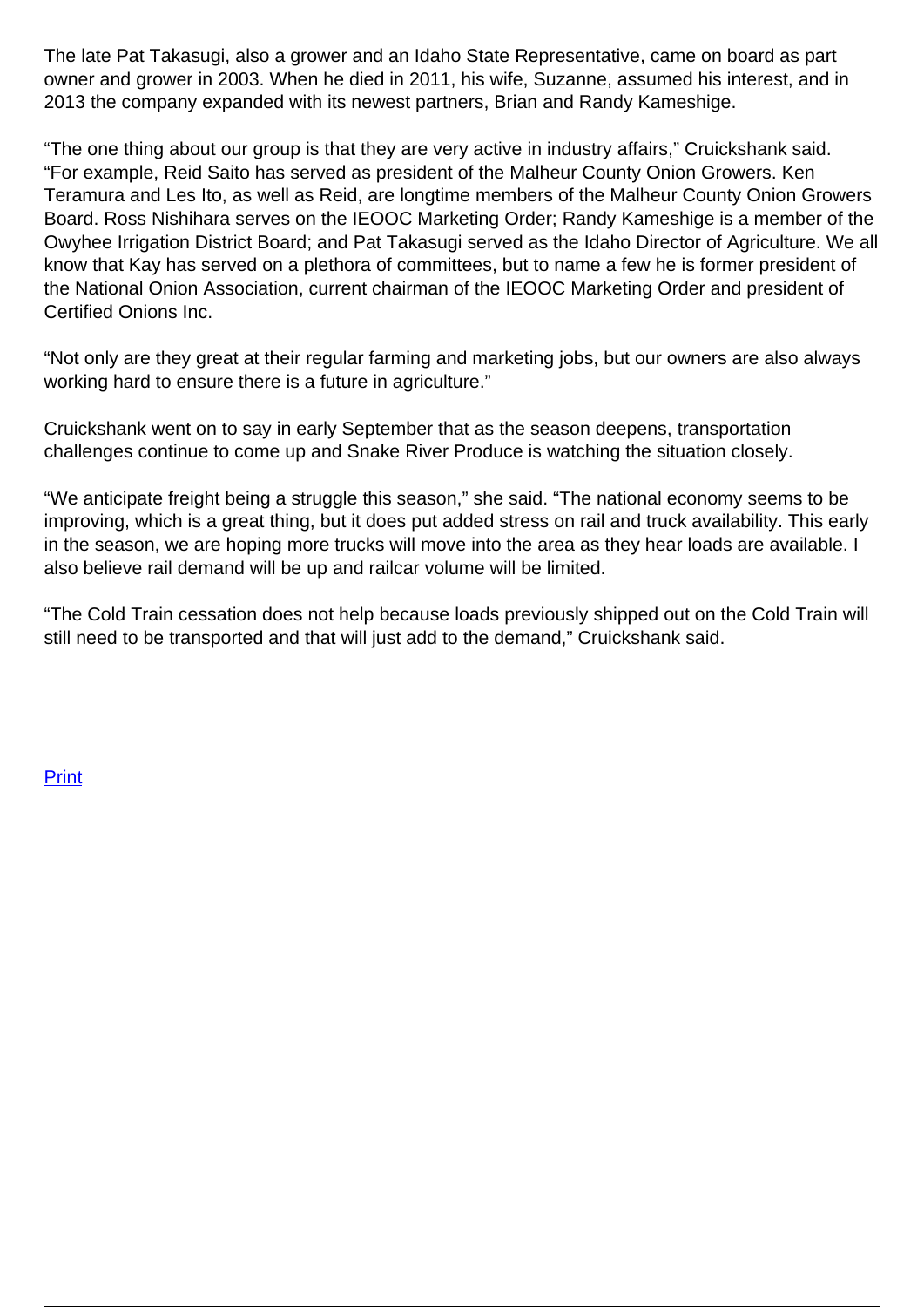The late Pat Takasugi, also a grower and an Idaho State Representative, came on board as part owner and grower in 2003. When he died in 2011, his wife, Suzanne, assumed his interest, and in 2013 the company expanded with its newest partners, Brian and Randy Kameshige.

"The one thing about our group is that they are very active in industry affairs," Cruickshank said. "For example, Reid Saito has served as president of the Malheur County Onion Growers. Ken Teramura and Les Ito, as well as Reid, are longtime members of the Malheur County Onion Growers Board. Ross Nishihara serves on the IEOOC Marketing Order; Randy Kameshige is a member of the Owyhee Irrigation District Board; and Pat Takasugi served as the Idaho Director of Agriculture. We all know that Kay has served on a plethora of committees, but to name a few he is former president of the National Onion Association, current chairman of the IEOOC Marketing Order and president of Certified Onions Inc.

"Not only are they great at their regular farming and marketing jobs, but our owners are also always working hard to ensure there is a future in agriculture."

Cruickshank went on to say in early September that as the season deepens, transportation challenges continue to come up and Snake River Produce is watching the situation closely.

"We anticipate freight being a struggle this season," she said. "The national economy seems to be improving, which is a great thing, but it does put added stress on rail and truck availability. This early in the season, we are hoping more trucks will move into the area as they hear loads are available. I also believe rail demand will be up and railcar volume will be limited.

"The Cold Train cessation does not help because loads previously shipped out on the Cold Train will still need to be transported and that will just add to the demand," Cruickshank said.

Print